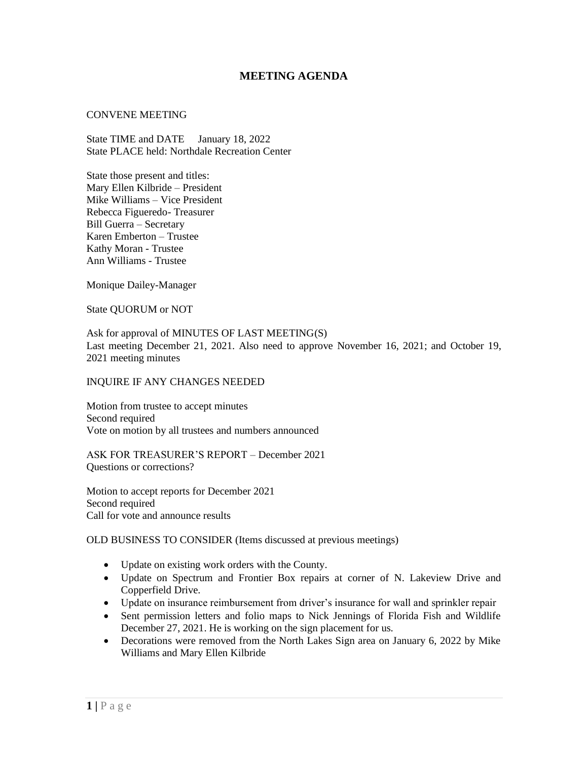# MEETING AGENDA

CONVENE MEETING

State TIME and DATE January 18, 2022
State PLACE held: Northdale Recreation Center

State those present and titles:
Mary Ellen Kilbride – President
Mike Williams – Vice President
Rebecca Figueredo- Treasurer
Bill Guerra – Secretary
Karen Emberton – Trustee
Kathy Moran - Trustee
Ann Williams - Trustee

Monique Dailey-Manager

State QUORUM or NOT

Ask for approval of MINUTES OF LAST MEETING(S)
Last meeting December 21, 2021. Also need to approve November 16, 2021; and October 19, 2021 meeting minutes

INQUIRE IF ANY CHANGES NEEDED

Motion from trustee to accept minutes
Second required
Vote on motion by all trustees and numbers announced

ASK FOR TREASURER'S REPORT – December 2021
Questions or corrections?

Motion to accept reports for December 2021
Second required
Call for vote and announce results

OLD BUSINESS TO CONSIDER (Items discussed at previous meetings)

- Update on existing work orders with the County.
- Update on Spectrum and Frontier Box repairs at corner of N. Lakeview Drive and Copperfield Drive.
- Update on insurance reimbursement from driver's insurance for wall and sprinkler repair
- Sent permission letters and folio maps to Nick Jennings of Florida Fish and Wildlife December 27, 2021. He is working on the sign placement for us.
- Decorations were removed from the North Lakes Sign area on January 6, 2022 by Mike Williams and Mary Ellen Kilbride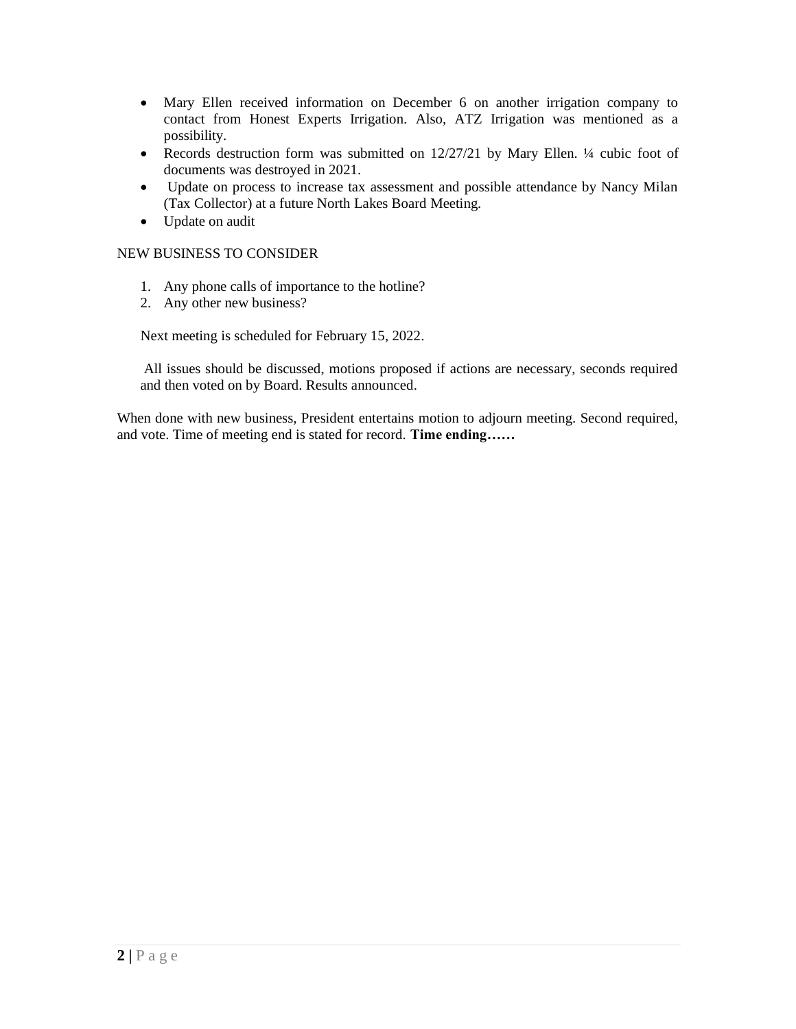- Mary Ellen received information on December 6 on another irrigation company to contact from Honest Experts Irrigation. Also, ATZ Irrigation was mentioned as a possibility.
- Records destruction form was submitted on 12/27/21 by Mary Ellen. ¼ cubic foot of documents was destroyed in 2021.
- Update on process to increase tax assessment and possible attendance by Nancy Milan (Tax Collector) at a future North Lakes Board Meeting.
- Update on audit

NEW BUSINESS TO CONSIDER

1. Any phone calls of importance to the hotline?
2. Any other new business?

Next meeting is scheduled for February 15, 2022.

All issues should be discussed, motions proposed if actions are necessary, seconds required and then voted on by Board. Results announced.

When done with new business, President entertains motion to adjourn meeting. Second required, and vote. Time of meeting end is stated for record. **Time ending……**